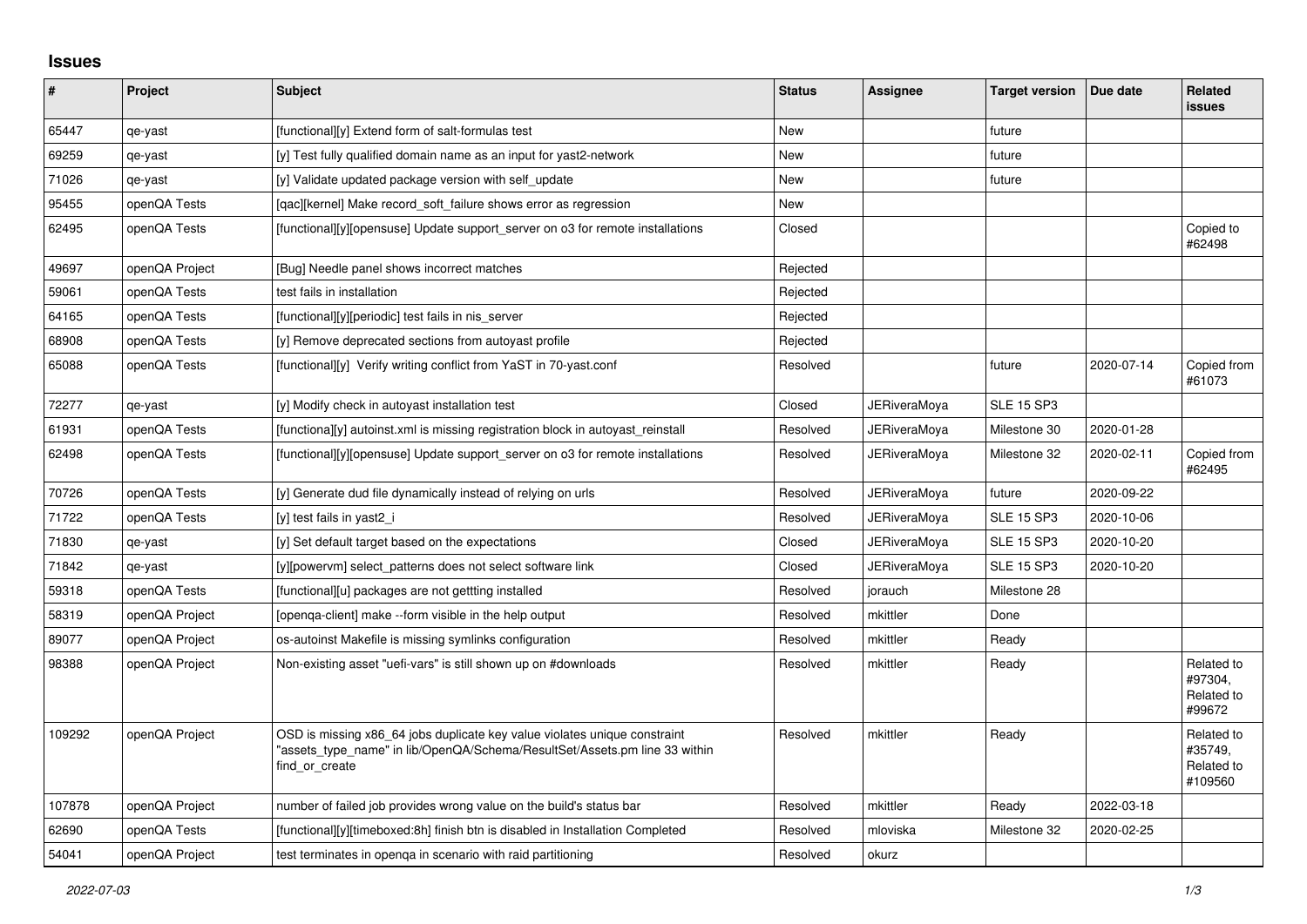## Issues

| # | Project | Subject | Status | Assignee | Target version | Due date | Related issues |
|---|---|---|---|---|---|---|---|
| 65447 | qe-yast | [functional][y] Extend form of salt-formulas test | New | | future | | |
| 69259 | qe-yast | [y] Test fully qualified domain name as an input for yast2-network | New | | future | | |
| 71026 | qe-yast | [y] Validate updated package version with self_update | New | | future | | |
| 95455 | openQA Tests | [qac][kernel] Make record_soft_failure shows error as regression | New | | | | |
| 62495 | openQA Tests | [functional][y][opensuse] Update support_server on o3 for remote installations | Closed | | | | Copied to #62498 |
| 49697 | openQA Project | [Bug] Needle panel shows incorrect matches | Rejected | | | | |
| 59061 | openQA Tests | test fails in installation | Rejected | | | | |
| 64165 | openQA Tests | [functional][y][periodic] test fails in nis_server | Rejected | | | | |
| 68908 | openQA Tests | [y] Remove deprecated sections from autoyast profile | Rejected | | | | |
| 65088 | openQA Tests | [functional][y] Verify writing conflict from YaST in 70-yast.conf | Resolved | | future | 2020-07-14 | Copied from #61073 |
| 72277 | qe-yast | [y] Modify check in autoyast installation test | Closed | JERiveraMoya | SLE 15 SP3 | | |
| 61931 | openQA Tests | [functiona][y] autoinst.xml is missing registration block in autoyast_reinstall | Resolved | JERiveraMoya | Milestone 30 | 2020-01-28 | |
| 62498 | openQA Tests | [functional][y][opensuse] Update support_server on o3 for remote installations | Resolved | JERiveraMoya | Milestone 32 | 2020-02-11 | Copied from #62495 |
| 70726 | openQA Tests | [y] Generate dud file dynamically instead of relying on urls | Resolved | JERiveraMoya | future | 2020-09-22 | |
| 71722 | openQA Tests | [y] test fails in yast2_i | Resolved | JERiveraMoya | SLE 15 SP3 | 2020-10-06 | |
| 71830 | qe-yast | [y] Set default target based on the expectations | Closed | JERiveraMoya | SLE 15 SP3 | 2020-10-20 | |
| 71842 | qe-yast | [y][powervm] select_patterns does not select software link | Closed | JERiveraMoya | SLE 15 SP3 | 2020-10-20 | |
| 59318 | openQA Tests | [functional][u] packages are not gettting installed | Resolved | jorauch | Milestone 28 | | |
| 58319 | openQA Project | [openqa-client] make --form visible in the help output | Resolved | mkittler | Done | | |
| 89077 | openQA Project | os-autoinst Makefile is missing symlinks configuration | Resolved | mkittler | Ready | | |
| 98388 | openQA Project | Non-existing asset "uefi-vars" is still shown up on #downloads | Resolved | mkittler | Ready | | Related to #97304, Related to #99672 |
| 109292 | openQA Project | OSD is missing x86_64 jobs duplicate key value violates unique constraint "assets_type_name" in lib/OpenQA/Schema/ResultSet/Assets.pm line 33 within find_or_create | Resolved | mkittler | Ready | | Related to #35749, Related to #109560 |
| 107878 | openQA Project | number of failed job provides wrong value on the build's status bar | Resolved | mkittler | Ready | 2022-03-18 | |
| 62690 | openQA Tests | [functional][y][timeboxed:8h] finish btn is disabled in Installation Completed | Resolved | mloviska | Milestone 32 | 2020-02-25 | |
| 54041 | openQA Project | test terminates in openqa in scenario with raid partitioning | Resolved | okurz | | | |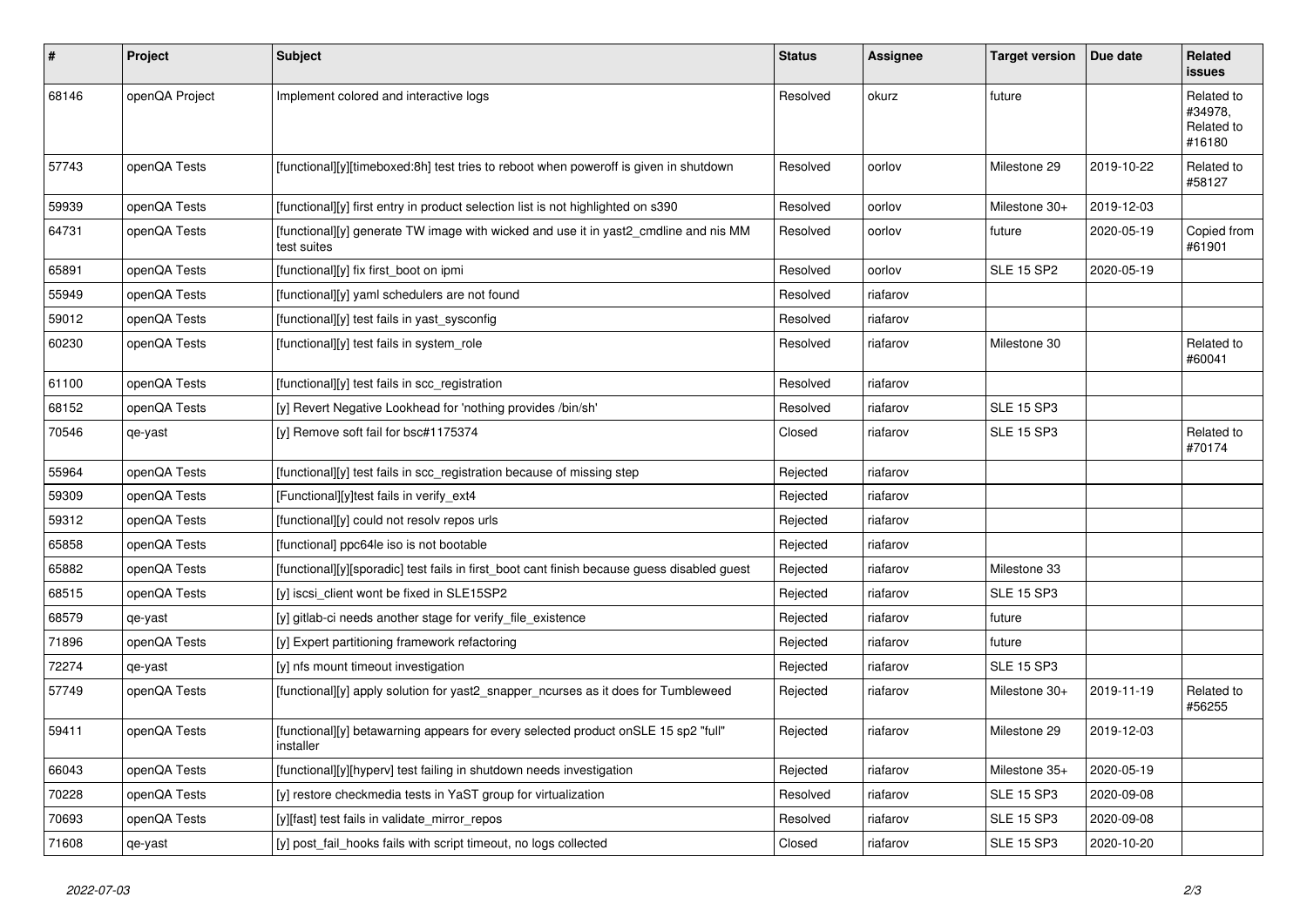| # | Project | Subject | Status | Assignee | Target version | Due date | Related issues |
|---|---|---|---|---|---|---|---|
| 68146 | openQA Project | Implement colored and interactive logs | Resolved | okurz | future | | Related to #34978, Related to #16180 |
| 57743 | openQA Tests | [functional][y][timeboxed:8h] test tries to reboot when poweroff is given in shutdown | Resolved | oorlov | Milestone 29 | 2019-10-22 | Related to #58127 |
| 59939 | openQA Tests | [functional][y] first entry in product selection list is not highlighted on s390 | Resolved | oorlov | Milestone 30+ | 2019-12-03 | |
| 64731 | openQA Tests | [functional][y] generate TW image with wicked and use it in yast2_cmdline and nis MM test suites | Resolved | oorlov | future | 2020-05-19 | Copied from #61901 |
| 65891 | openQA Tests | [functional][y] fix first_boot on ipmi | Resolved | oorlov | SLE 15 SP2 | 2020-05-19 | |
| 55949 | openQA Tests | [functional][y] yaml schedulers are not found | Resolved | riafarov | | | |
| 59012 | openQA Tests | [functional][y] test fails in yast_sysconfig | Resolved | riafarov | | | |
| 60230 | openQA Tests | [functional][y] test fails in system_role | Resolved | riafarov | Milestone 30 | | Related to #60041 |
| 61100 | openQA Tests | [functional][y] test fails in scc_registration | Resolved | riafarov | | | |
| 68152 | openQA Tests | [y] Revert Negative Lookhead for 'nothing provides /bin/sh' | Resolved | riafarov | SLE 15 SP3 | | |
| 70546 | qe-yast | [y] Remove soft fail for bsc#1175374 | Closed | riafarov | SLE 15 SP3 | | Related to #70174 |
| 55964 | openQA Tests | [functional][y] test fails in scc_registration because of missing step | Rejected | riafarov | | | |
| 59309 | openQA Tests | [Functional][y]test fails in verify_ext4 | Rejected | riafarov | | | |
| 59312 | openQA Tests | [functional][y] could not resolv repos urls | Rejected | riafarov | | | |
| 65858 | openQA Tests | [functional] ppc64le iso is not bootable | Rejected | riafarov | | | |
| 65882 | openQA Tests | [functional][y][sporadic] test fails in first_boot cant finish because guess disabled guest | Rejected | riafarov | Milestone 33 | | |
| 68515 | openQA Tests | [y] iscsi_client wont be fixed in SLE15SP2 | Rejected | riafarov | SLE 15 SP3 | | |
| 68579 | qe-yast | [y] gitlab-ci needs another stage for verify_file_existence | Rejected | riafarov | future | | |
| 71896 | openQA Tests | [y] Expert partitioning framework refactoring | Rejected | riafarov | future | | |
| 72274 | qe-yast | [y] nfs mount timeout investigation | Rejected | riafarov | SLE 15 SP3 | | |
| 57749 | openQA Tests | [functional][y] apply solution for yast2_snapper_ncurses as it does for Tumbleweed | Rejected | riafarov | Milestone 30+ | 2019-11-19 | Related to #56255 |
| 59411 | openQA Tests | [functional][y] betawarning appears for every selected product onSLE 15 sp2 "full" installer | Rejected | riafarov | Milestone 29 | 2019-12-03 | |
| 66043 | openQA Tests | [functional][y][hyperv] test failing in shutdown needs investigation | Rejected | riafarov | Milestone 35+ | 2020-05-19 | |
| 70228 | openQA Tests | [y] restore checkmedia tests in YaST group for virtualization | Resolved | riafarov | SLE 15 SP3 | 2020-09-08 | |
| 70693 | openQA Tests | [y][fast] test fails in validate_mirror_repos | Resolved | riafarov | SLE 15 SP3 | 2020-09-08 | |
| 71608 | qe-yast | [y] post_fail_hooks fails with script timeout, no logs collected | Closed | riafarov | SLE 15 SP3 | 2020-10-20 | |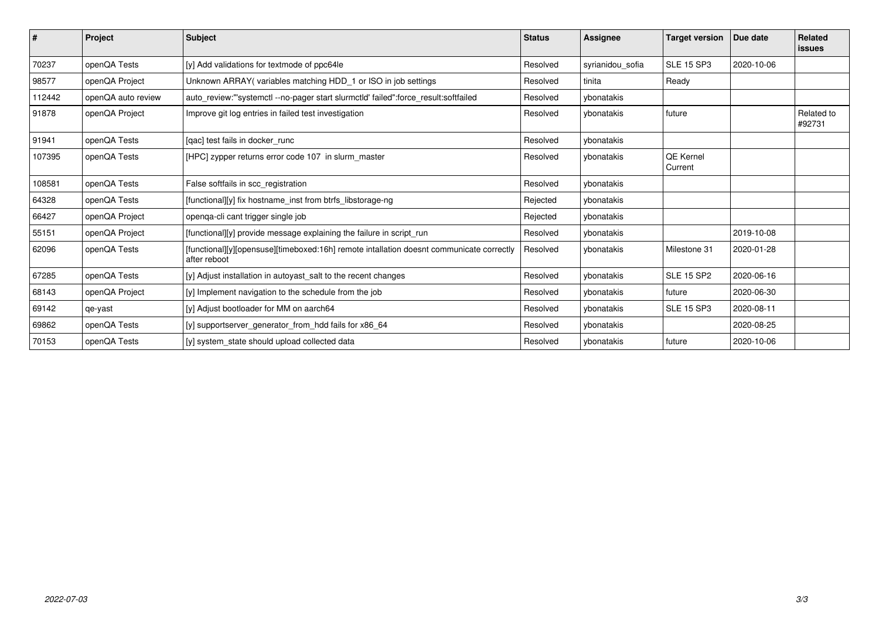| # | Project | Subject | Status | Assignee | Target version | Due date | Related issues |
|---|---|---|---|---|---|---|---|
| 70237 | openQA Tests | [y] Add validations for textmode of ppc64le | Resolved | syrianidou_sofia | SLE 15 SP3 | 2020-10-06 | |
| 98577 | openQA Project | Unknown ARRAY( variables matching HDD_1 or ISO in job settings | Resolved | tinita | Ready | | |
| 112442 | openQA auto review | auto_review:"'systemctl --no-pager start slurmctld' failed":force_result:softfailed | Resolved | ybonatakis | | | |
| 91878 | openQA Project | Improve git log entries in failed test investigation | Resolved | ybonatakis | future | | Related to #92731 |
| 91941 | openQA Tests | [qac] test fails in docker_runc | Resolved | ybonatakis | | | |
| 107395 | openQA Tests | [HPC] zypper returns error code 107 in slurm_master | Resolved | ybonatakis | QE Kernel Current | | |
| 108581 | openQA Tests | False softfails in scc_registration | Resolved | ybonatakis | | | |
| 64328 | openQA Tests | [functional][y] fix hostname_inst from btrfs_libstorage-ng | Rejected | ybonatakis | | | |
| 66427 | openQA Project | openqa-cli cant trigger single job | Rejected | ybonatakis | | | |
| 55151 | openQA Project | [functional][y] provide message explaining the failure in script_run | Resolved | ybonatakis | | 2019-10-08 | |
| 62096 | openQA Tests | [functional][y][opensuse][timeboxed:16h] remote intallation doesnt communicate correctly after reboot | Resolved | ybonatakis | Milestone 31 | 2020-01-28 | |
| 67285 | openQA Tests | [y] Adjust installation in autoyast_salt to the recent changes | Resolved | ybonatakis | SLE 15 SP2 | 2020-06-16 | |
| 68143 | openQA Project | [y] Implement navigation to the schedule from the job | Resolved | ybonatakis | future | 2020-06-30 | |
| 69142 | qe-yast | [y] Adjust bootloader for MM on aarch64 | Resolved | ybonatakis | SLE 15 SP3 | 2020-08-11 | |
| 69862 | openQA Tests | [y] supportserver_generator_from_hdd fails for x86_64 | Resolved | ybonatakis | | 2020-08-25 | |
| 70153 | openQA Tests | [y] system_state should upload collected data | Resolved | ybonatakis | future | 2020-10-06 | |